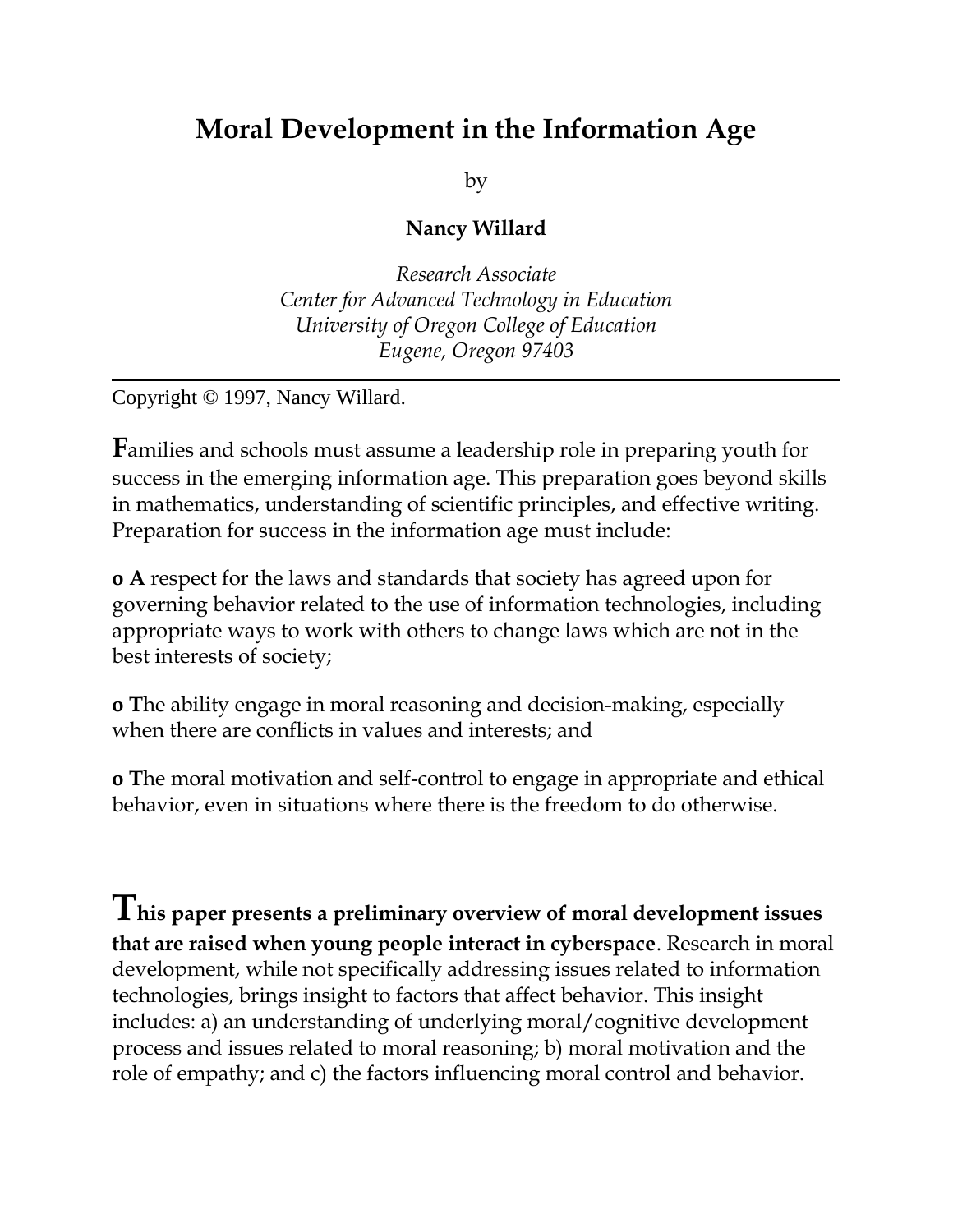# Moral Development in the Information Age

by

**Nancy Willard**

*Research Associate*
*Center for Advanced Technology in Education*
*University of Oregon College of Education*
*Eugene, Oregon 97403*

---

Copyright © 1997, Nancy Willard.

**F**amilies and schools must assume a leadership role in preparing youth for success in the emerging information age. This preparation goes beyond skills in mathematics, understanding of scientific principles, and effective writing. Preparation for success in the information age must include:

- **A** respect for the laws and standards that society has agreed upon for governing behavior related to the use of information technologies, including appropriate ways to work with others to change laws which are not in the best interests of society;
- **T**he ability engage in moral reasoning and decision-making, especially when there are conflicts in values and interests; and
- **T**he moral motivation and self-control to engage in appropriate and ethical behavior, even in situations where there is the freedom to do otherwise.

**This paper presents a preliminary overview of moral development issues that are raised when young people interact in cyberspace**. Research in moral development, while not specifically addressing issues related to information technologies, brings insight to factors that affect behavior. This insight includes: a) an understanding of underlying moral/cognitive development process and issues related to moral reasoning; b) moral motivation and the role of empathy; and c) the factors influencing moral control and behavior.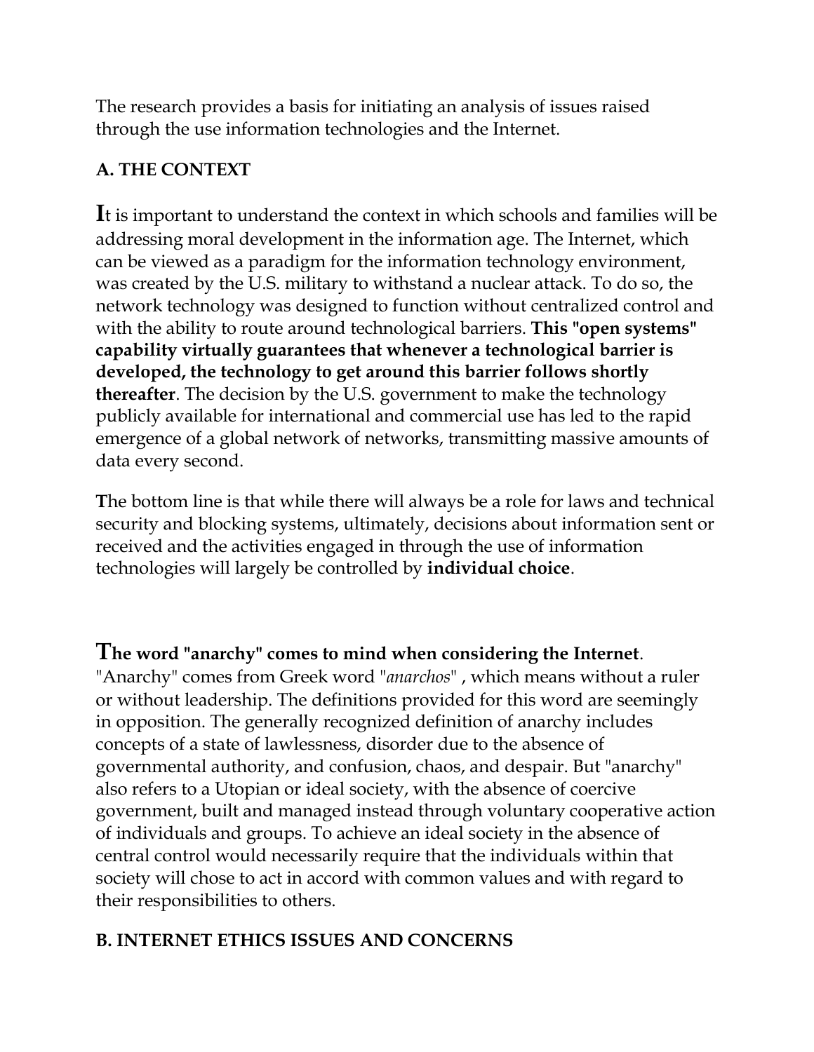The research provides a basis for initiating an analysis of issues raised through the use information technologies and the Internet.

## A. THE CONTEXT

It is important to understand the context in which schools and families will be addressing moral development in the information age. The Internet, which can be viewed as a paradigm for the information technology environment, was created by the U.S. military to withstand a nuclear attack. To do so, the network technology was designed to function without centralized control and with the ability to route around technological barriers. **This "open systems" capability virtually guarantees that whenever a technological barrier is developed, the technology to get around this barrier follows shortly thereafter**. The decision by the U.S. government to make the technology publicly available for international and commercial use has led to the rapid emergence of a global network of networks, transmitting massive amounts of data every second.

The bottom line is that while there will always be a role for laws and technical security and blocking systems, ultimately, decisions about information sent or received and the activities engaged in through the use of information technologies will largely be controlled by **individual choice**.

**The word "anarchy" comes to mind when considering the Internet**. "Anarchy" comes from Greek word "*anarchos*" , which means without a ruler or without leadership. The definitions provided for this word are seemingly in opposition. The generally recognized definition of anarchy includes concepts of a state of lawlessness, disorder due to the absence of governmental authority, and confusion, chaos, and despair. But "anarchy" also refers to a Utopian or ideal society, with the absence of coercive government, built and managed instead through voluntary cooperative action of individuals and groups. To achieve an ideal society in the absence of central control would necessarily require that the individuals within that society will chose to act in accord with common values and with regard to their responsibilities to others.

## B. INTERNET ETHICS ISSUES AND CONCERNS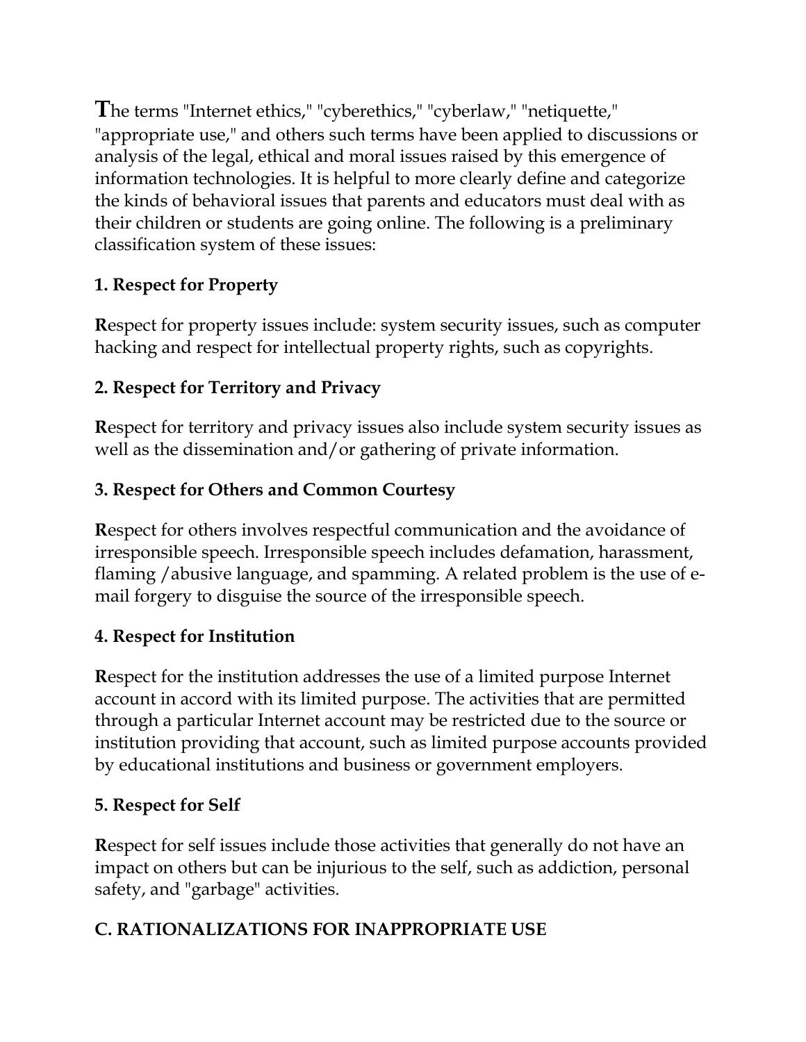**T**he terms "Internet ethics," "cyberethics," "cyberlaw," "netiquette," "appropriate use," and others such terms have been applied to discussions or analysis of the legal, ethical and moral issues raised by this emergence of information technologies. It is helpful to more clearly define and categorize the kinds of behavioral issues that parents and educators must deal with as their children or students are going online. The following is a preliminary classification system of these issues:

### 1. Respect for Property

**R**espect for property issues include: system security issues, such as computer hacking and respect for intellectual property rights, such as copyrights.

### 2. Respect for Territory and Privacy

**R**espect for territory and privacy issues also include system security issues as well as the dissemination and/or gathering of private information.

### 3. Respect for Others and Common Courtesy

**R**espect for others involves respectful communication and the avoidance of irresponsible speech. Irresponsible speech includes defamation, harassment, flaming /abusive language, and spamming. A related problem is the use of e-mail forgery to disguise the source of the irresponsible speech.

### 4. Respect for Institution

**R**espect for the institution addresses the use of a limited purpose Internet account in accord with its limited purpose. The activities that are permitted through a particular Internet account may be restricted due to the source or institution providing that account, such as limited purpose accounts provided by educational institutions and business or government employers.

### 5. Respect for Self

**R**espect for self issues include those activities that generally do not have an impact on others but can be injurious to the self, such as addiction, personal safety, and "garbage" activities.

## C. RATIONALIZATIONS FOR INAPPROPRIATE USE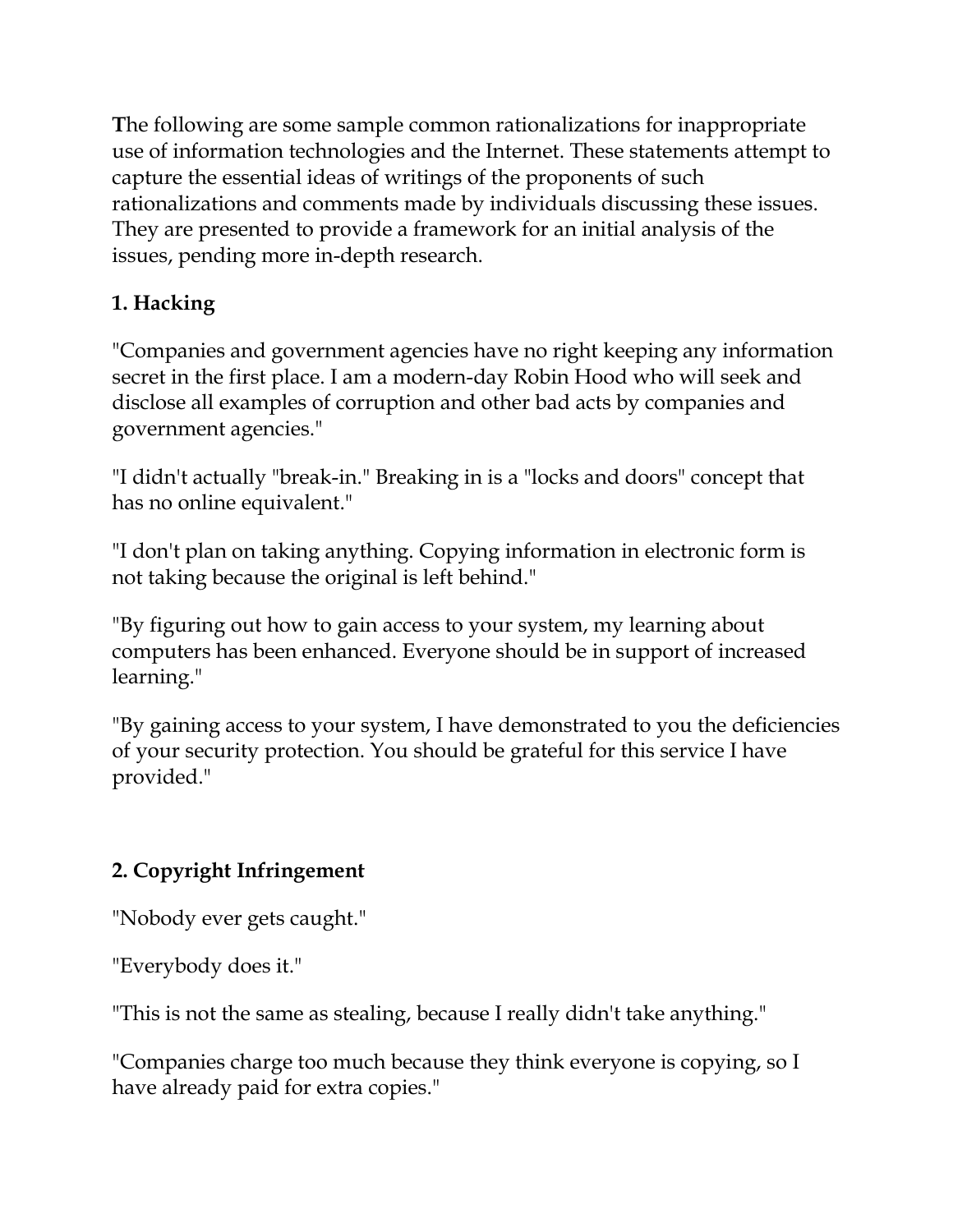The following are some sample common rationalizations for inappropriate use of information technologies and the Internet. These statements attempt to capture the essential ideas of writings of the proponents of such rationalizations and comments made by individuals discussing these issues. They are presented to provide a framework for an initial analysis of the issues, pending more in-depth research.

**1. Hacking**

"Companies and government agencies have no right keeping any information secret in the first place. I am a modern-day Robin Hood who will seek and disclose all examples of corruption and other bad acts by companies and government agencies."

"I didn't actually "break-in." Breaking in is a "locks and doors" concept that has no online equivalent."

"I don't plan on taking anything. Copying information in electronic form is not taking because the original is left behind."

"By figuring out how to gain access to your system, my learning about computers has been enhanced. Everyone should be in support of increased learning."

"By gaining access to your system, I have demonstrated to you the deficiencies of your security protection. You should be grateful for this service I have provided."

**2. Copyright Infringement**

"Nobody ever gets caught."

"Everybody does it."

"This is not the same as stealing, because I really didn't take anything."

"Companies charge too much because they think everyone is copying, so I have already paid for extra copies."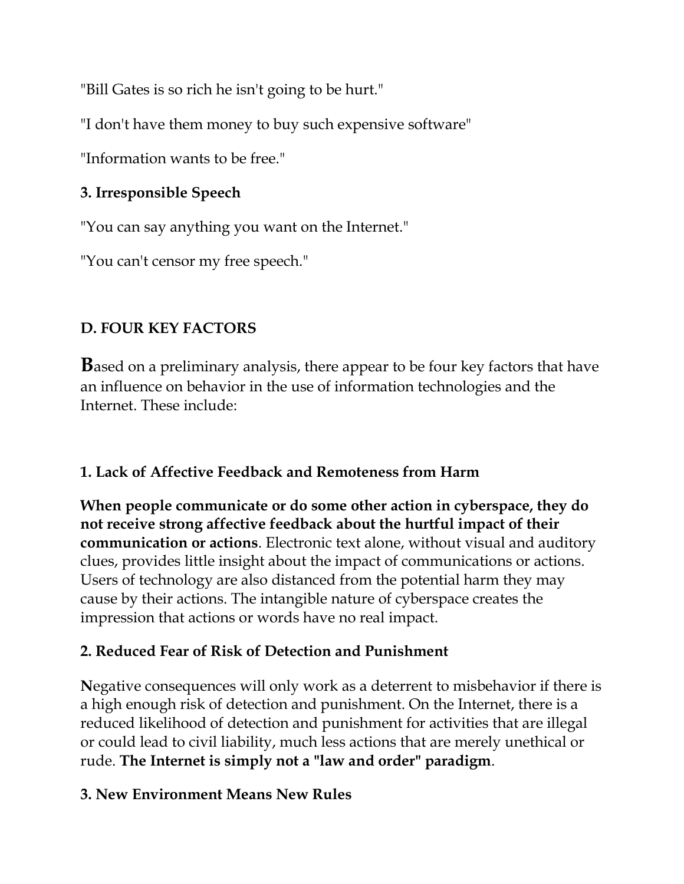"Bill Gates is so rich he isn't going to be hurt."

"I don't have them money to buy such expensive software"

"Information wants to be free."

### 3. Irresponsible Speech

"You can say anything you want on the Internet."

"You can't censor my free speech."

## D. FOUR KEY FACTORS

Based on a preliminary analysis, there appear to be four key factors that have an influence on behavior in the use of information technologies and the Internet. These include:

### 1. Lack of Affective Feedback and Remoteness from Harm

**When people communicate or do some other action in cyberspace, they do not receive strong affective feedback about the hurtful impact of their communication or actions**. Electronic text alone, without visual and auditory clues, provides little insight about the impact of communications or actions. Users of technology are also distanced from the potential harm they may cause by their actions. The intangible nature of cyberspace creates the impression that actions or words have no real impact.

### 2. Reduced Fear of Risk of Detection and Punishment

Negative consequences will only work as a deterrent to misbehavior if there is a high enough risk of detection and punishment. On the Internet, there is a reduced likelihood of detection and punishment for activities that are illegal or could lead to civil liability, much less actions that are merely unethical or rude. **The Internet is simply not a "law and order" paradigm**.

### 3. New Environment Means New Rules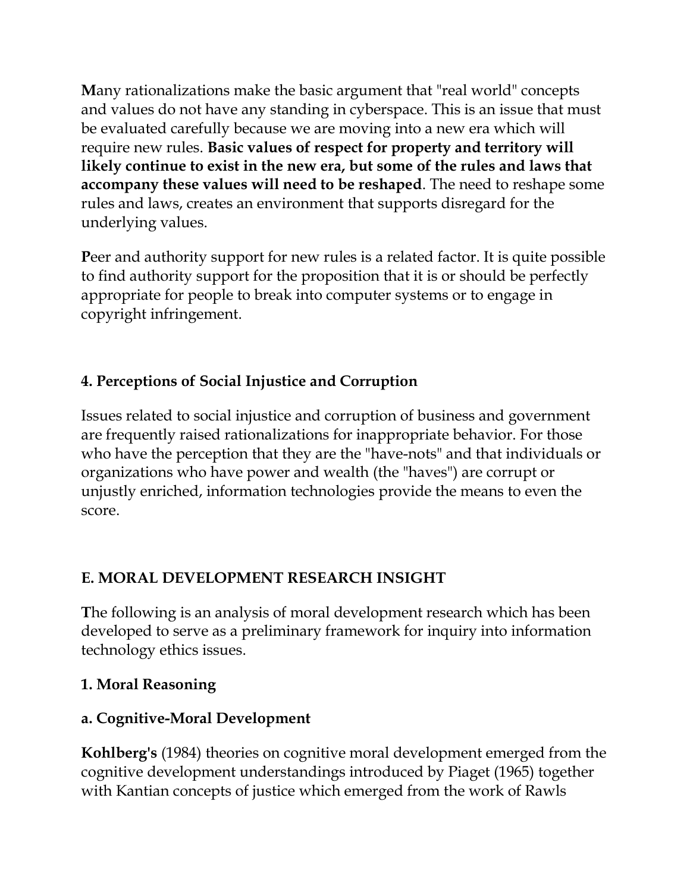**M**any rationalizations make the basic argument that "real world" concepts and values do not have any standing in cyberspace. This is an issue that must be evaluated carefully because we are moving into a new era which will require new rules. **Basic values of respect for property and territory will likely continue to exist in the new era, but some of the rules and laws that accompany these values will need to be reshaped**. The need to reshape some rules and laws, creates an environment that supports disregard for the underlying values.

**P**eer and authority support for new rules is a related factor. It is quite possible to find authority support for the proposition that it is or should be perfectly appropriate for people to break into computer systems or to engage in copyright infringement.

### 4. Perceptions of Social Injustice and Corruption

Issues related to social injustice and corruption of business and government are frequently raised rationalizations for inappropriate behavior. For those who have the perception that they are the "have-nots" and that individuals or organizations who have power and wealth (the "haves") are corrupt or unjustly enriched, information technologies provide the means to even the score.

## E. MORAL DEVELOPMENT RESEARCH INSIGHT

**T**he following is an analysis of moral development research which has been developed to serve as a preliminary framework for inquiry into information technology ethics issues.

### 1. Moral Reasoning

#### a. Cognitive-Moral Development

**Kohlberg's** (1984) theories on cognitive moral development emerged from the cognitive development understandings introduced by Piaget (1965) together with Kantian concepts of justice which emerged from the work of Rawls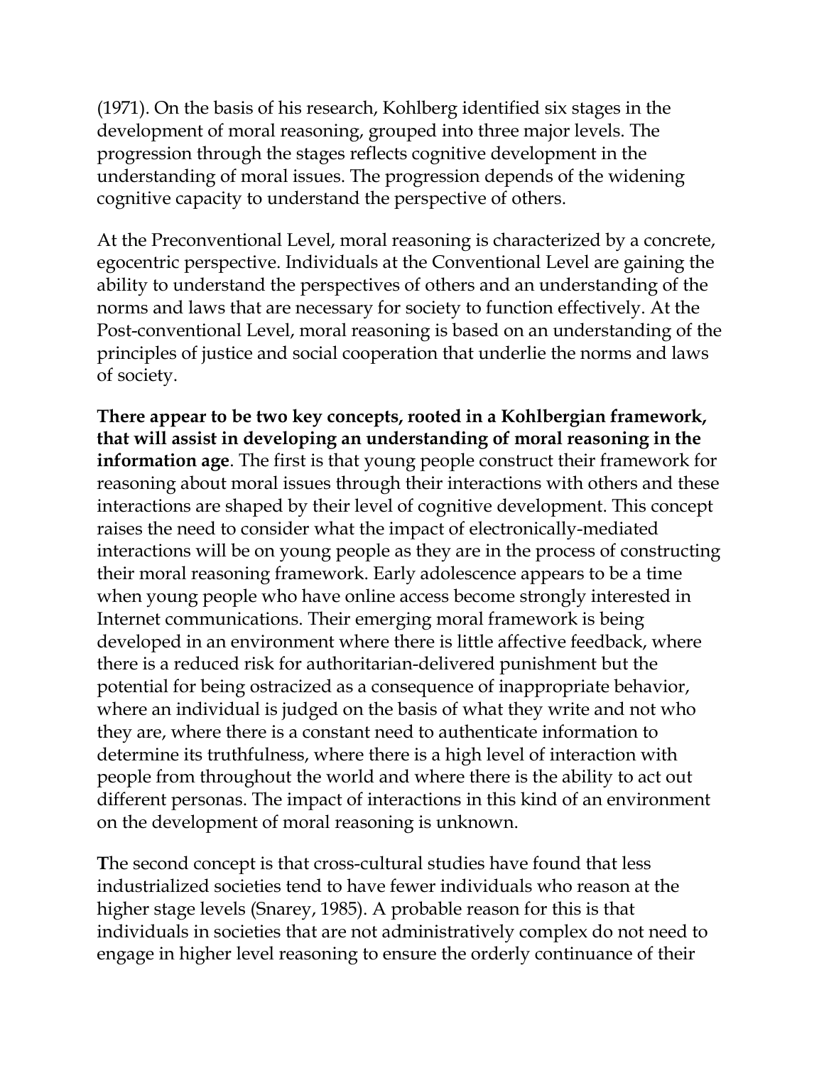(1971). On the basis of his research, Kohlberg identified six stages in the development of moral reasoning, grouped into three major levels. The progression through the stages reflects cognitive development in the understanding of moral issues. The progression depends of the widening cognitive capacity to understand the perspective of others.

At the Preconventional Level, moral reasoning is characterized by a concrete, egocentric perspective. Individuals at the Conventional Level are gaining the ability to understand the perspectives of others and an understanding of the norms and laws that are necessary for society to function effectively. At the Post-conventional Level, moral reasoning is based on an understanding of the principles of justice and social cooperation that underlie the norms and laws of society.

**There appear to be two key concepts, rooted in a Kohlbergian framework, that will assist in developing an understanding of moral reasoning in the information age**. The first is that young people construct their framework for reasoning about moral issues through their interactions with others and these interactions are shaped by their level of cognitive development. This concept raises the need to consider what the impact of electronically-mediated interactions will be on young people as they are in the process of constructing their moral reasoning framework. Early adolescence appears to be a time when young people who have online access become strongly interested in Internet communications. Their emerging moral framework is being developed in an environment where there is little affective feedback, where there is a reduced risk for authoritarian-delivered punishment but the potential for being ostracized as a consequence of inappropriate behavior, where an individual is judged on the basis of what they write and not who they are, where there is a constant need to authenticate information to determine its truthfulness, where there is a high level of interaction with people from throughout the world and where there is the ability to act out different personas. The impact of interactions in this kind of an environment on the development of moral reasoning is unknown.

**T**he second concept is that cross-cultural studies have found that less industrialized societies tend to have fewer individuals who reason at the higher stage levels (Snarey, 1985). A probable reason for this is that individuals in societies that are not administratively complex do not need to engage in higher level reasoning to ensure the orderly continuance of their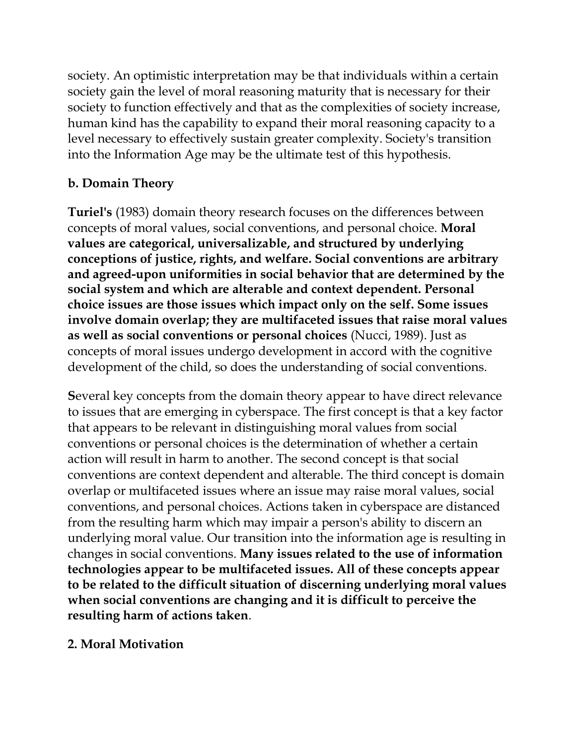society. An optimistic interpretation may be that individuals within a certain society gain the level of moral reasoning maturity that is necessary for their society to function effectively and that as the complexities of society increase, human kind has the capability to expand their moral reasoning capacity to a level necessary to effectively sustain greater complexity. Society's transition into the Information Age may be the ultimate test of this hypothesis.

### b. Domain Theory

**Turiel's** (1983) domain theory research focuses on the differences between concepts of moral values, social conventions, and personal choice. **Moral values are categorical, universalizable, and structured by underlying conceptions of justice, rights, and welfare. Social conventions are arbitrary and agreed-upon uniformities in social behavior that are determined by the social system and which are alterable and context dependent. Personal choice issues are those issues which impact only on the self. Some issues involve domain overlap; they are multifaceted issues that raise moral values as well as social conventions or personal choices** (Nucci, 1989). Just as concepts of moral issues undergo development in accord with the cognitive development of the child, so does the understanding of social conventions.

**S**everal key concepts from the domain theory appear to have direct relevance to issues that are emerging in cyberspace. The first concept is that a key factor that appears to be relevant in distinguishing moral values from social conventions or personal choices is the determination of whether a certain action will result in harm to another. The second concept is that social conventions are context dependent and alterable. The third concept is domain overlap or multifaceted issues where an issue may raise moral values, social conventions, and personal choices. Actions taken in cyberspace are distanced from the resulting harm which may impair a person's ability to discern an underlying moral value. Our transition into the information age is resulting in changes in social conventions. **Many issues related to the use of information technologies appear to be multifaceted issues. All of these concepts appear to be related to the difficult situation of discerning underlying moral values when social conventions are changing and it is difficult to perceive the resulting harm of actions taken**.

## 2. Moral Motivation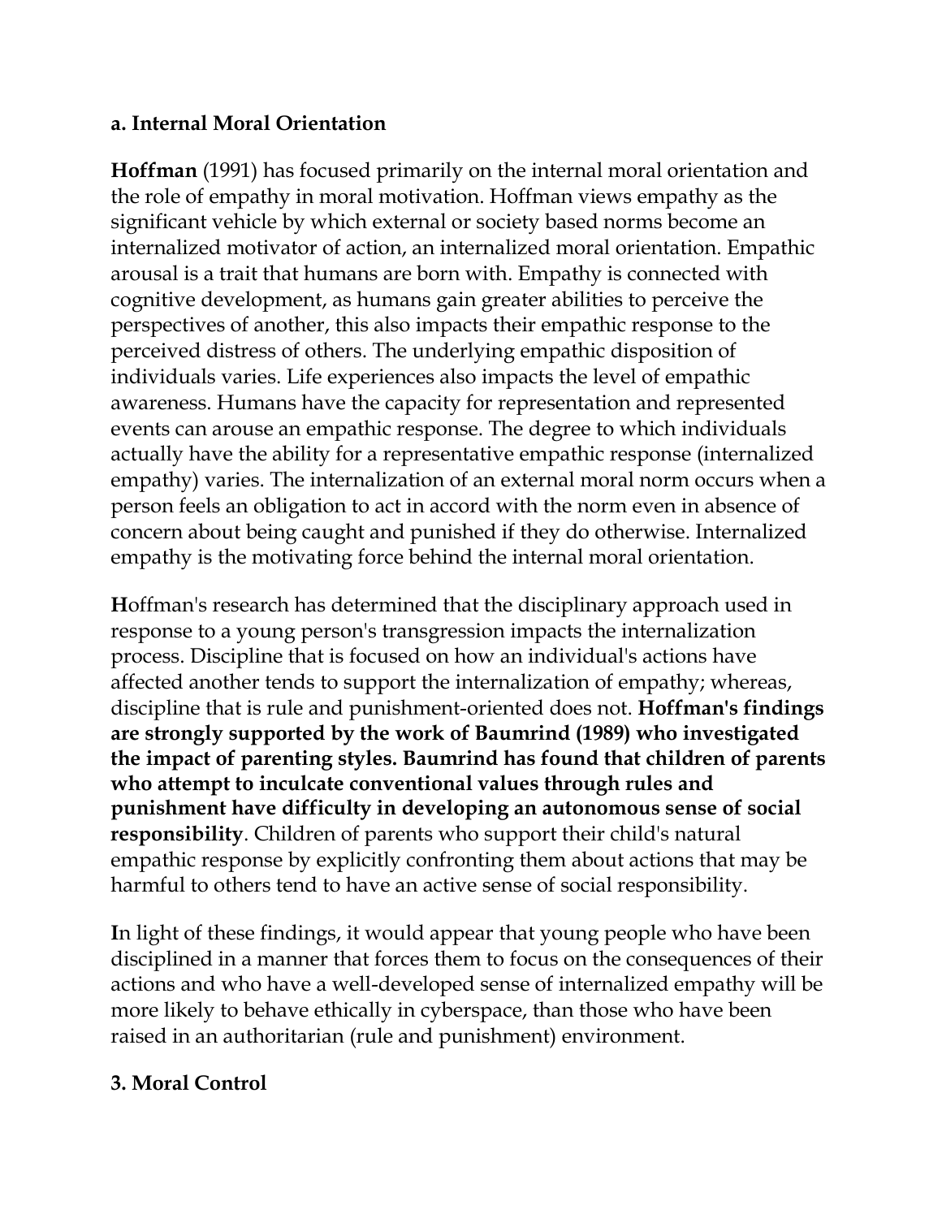### a. Internal Moral Orientation

**Hoffman** (1991) has focused primarily on the internal moral orientation and the role of empathy in moral motivation. Hoffman views empathy as the significant vehicle by which external or society based norms become an internalized motivator of action, an internalized moral orientation. Empathic arousal is a trait that humans are born with. Empathy is connected with cognitive development, as humans gain greater abilities to perceive the perspectives of another, this also impacts their empathic response to the perceived distress of others. The underlying empathic disposition of individuals varies. Life experiences also impacts the level of empathic awareness. Humans have the capacity for representation and represented events can arouse an empathic response. The degree to which individuals actually have the ability for a representative empathic response (internalized empathy) varies. The internalization of an external moral norm occurs when a person feels an obligation to act in accord with the norm even in absence of concern about being caught and punished if they do otherwise. Internalized empathy is the motivating force behind the internal moral orientation.

**H**offman's research has determined that the disciplinary approach used in response to a young person's transgression impacts the internalization process. Discipline that is focused on how an individual's actions have affected another tends to support the internalization of empathy; whereas, discipline that is rule and punishment-oriented does not. **Hoffman's findings are strongly supported by the work of Baumrind (1989) who investigated the impact of parenting styles. Baumrind has found that children of parents who attempt to inculcate conventional values through rules and punishment have difficulty in developing an autonomous sense of social responsibility**. Children of parents who support their child's natural empathic response by explicitly confronting them about actions that may be harmful to others tend to have an active sense of social responsibility.

**I**n light of these findings, it would appear that young people who have been disciplined in a manner that forces them to focus on the consequences of their actions and who have a well-developed sense of internalized empathy will be more likely to behave ethically in cyberspace, than those who have been raised in an authoritarian (rule and punishment) environment.

### 3. Moral Control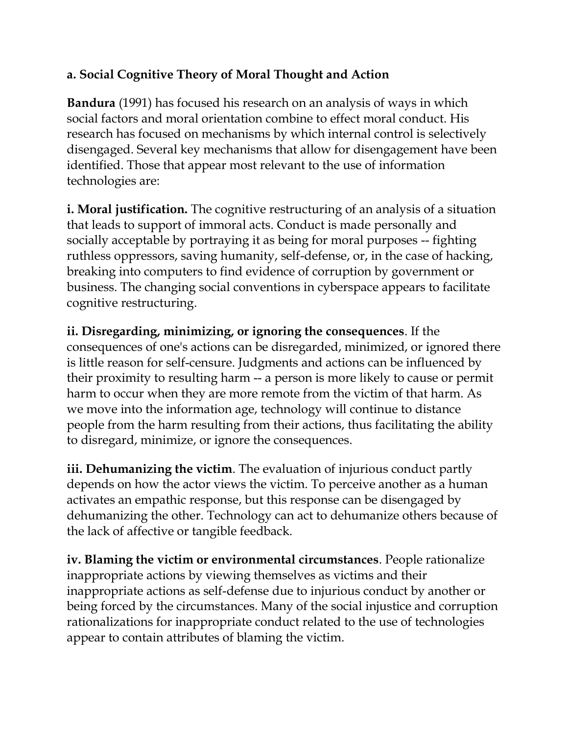**a. Social Cognitive Theory of Moral Thought and Action**

**Bandura** (1991) has focused his research on an analysis of ways in which social factors and moral orientation combine to effect moral conduct. His research has focused on mechanisms by which internal control is selectively disengaged. Several key mechanisms that allow for disengagement have been identified. Those that appear most relevant to the use of information technologies are:

**i. Moral justification.** The cognitive restructuring of an analysis of a situation that leads to support of immoral acts. Conduct is made personally and socially acceptable by portraying it as being for moral purposes -- fighting ruthless oppressors, saving humanity, self-defense, or, in the case of hacking, breaking into computers to find evidence of corruption by government or business. The changing social conventions in cyberspace appears to facilitate cognitive restructuring.

**ii. Disregarding, minimizing, or ignoring the consequences**. If the consequences of one's actions can be disregarded, minimized, or ignored there is little reason for self-censure. Judgments and actions can be influenced by their proximity to resulting harm -- a person is more likely to cause or permit harm to occur when they are more remote from the victim of that harm. As we move into the information age, technology will continue to distance people from the harm resulting from their actions, thus facilitating the ability to disregard, minimize, or ignore the consequences.

**iii. Dehumanizing the victim**. The evaluation of injurious conduct partly depends on how the actor views the victim. To perceive another as a human activates an empathic response, but this response can be disengaged by dehumanizing the other. Technology can act to dehumanize others because of the lack of affective or tangible feedback.

**iv. Blaming the victim or environmental circumstances**. People rationalize inappropriate actions by viewing themselves as victims and their inappropriate actions as self-defense due to injurious conduct by another or being forced by the circumstances. Many of the social injustice and corruption rationalizations for inappropriate conduct related to the use of technologies appear to contain attributes of blaming the victim.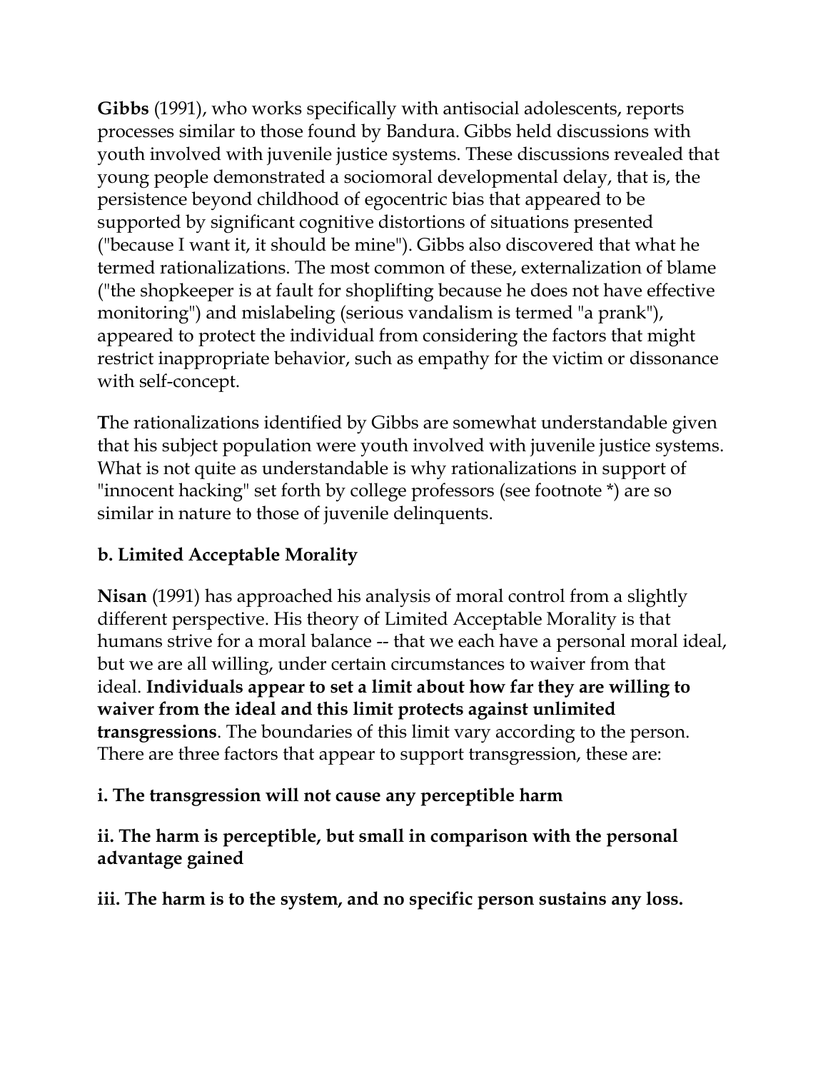**Gibbs** (1991), who works specifically with antisocial adolescents, reports processes similar to those found by Bandura. Gibbs held discussions with youth involved with juvenile justice systems. These discussions revealed that young people demonstrated a sociomoral developmental delay, that is, the persistence beyond childhood of egocentric bias that appeared to be supported by significant cognitive distortions of situations presented ("because I want it, it should be mine"). Gibbs also discovered that what he termed rationalizations. The most common of these, externalization of blame ("the shopkeeper is at fault for shoplifting because he does not have effective monitoring") and mislabeling (serious vandalism is termed "a prank"), appeared to protect the individual from considering the factors that might restrict inappropriate behavior, such as empathy for the victim or dissonance with self-concept.

**T**he rationalizations identified by Gibbs are somewhat understandable given that his subject population were youth involved with juvenile justice systems. What is not quite as understandable is why rationalizations in support of "innocent hacking" set forth by college professors (see footnote *) are so similar in nature to those of juvenile delinquents.

### b. Limited Acceptable Morality

**Nisan** (1991) has approached his analysis of moral control from a slightly different perspective. His theory of Limited Acceptable Morality is that humans strive for a moral balance -- that we each have a personal moral ideal, but we are all willing, under certain circumstances to waiver from that ideal. **Individuals appear to set a limit about how far they are willing to waiver from the ideal and this limit protects against unlimited transgressions**. The boundaries of this limit vary according to the person. There are three factors that appear to support transgression, these are:

**i. The transgression will not cause any perceptible harm**

**ii. The harm is perceptible, but small in comparison with the personal advantage gained**

**iii. The harm is to the system, and no specific person sustains any loss.**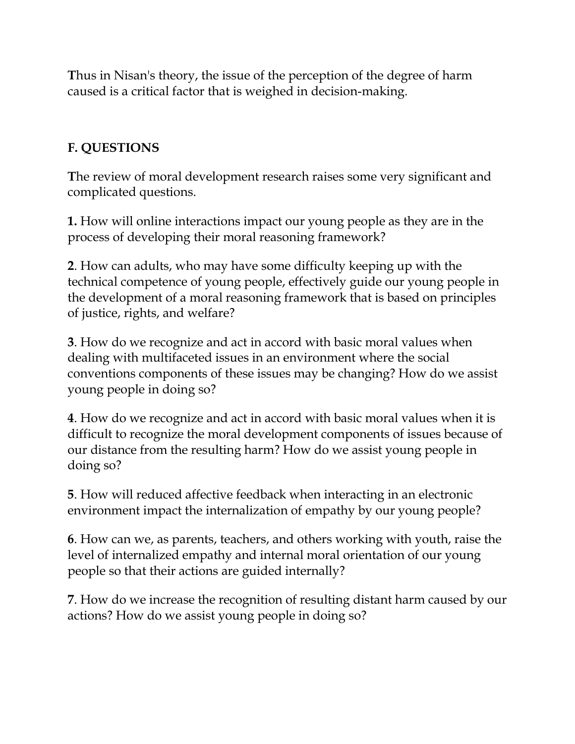Thus in Nisan's theory, the issue of the perception of the degree of harm caused is a critical factor that is weighed in decision-making.

## F. QUESTIONS

The review of moral development research raises some very significant and complicated questions.

**1.** How will online interactions impact our young people as they are in the process of developing their moral reasoning framework?

**2**. How can adults, who may have some difficulty keeping up with the technical competence of young people, effectively guide our young people in the development of a moral reasoning framework that is based on principles of justice, rights, and welfare?

**3**. How do we recognize and act in accord with basic moral values when dealing with multifaceted issues in an environment where the social conventions components of these issues may be changing? How do we assist young people in doing so?

**4**. How do we recognize and act in accord with basic moral values when it is difficult to recognize the moral development components of issues because of our distance from the resulting harm? How do we assist young people in doing so?

**5**. How will reduced affective feedback when interacting in an electronic environment impact the internalization of empathy by our young people?

**6**. How can we, as parents, teachers, and others working with youth, raise the level of internalized empathy and internal moral orientation of our young people so that their actions are guided internally?

**7**. How do we increase the recognition of resulting distant harm caused by our actions? How do we assist young people in doing so?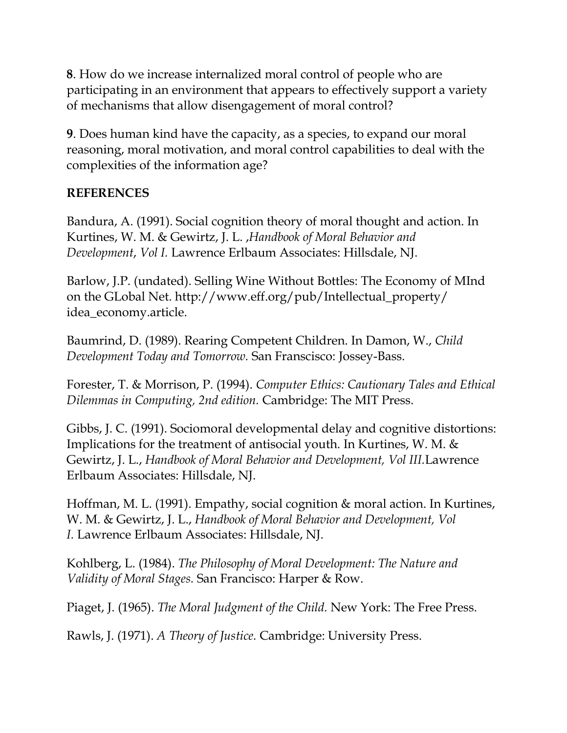**8**. How do we increase internalized moral control of people who are participating in an environment that appears to effectively support a variety of mechanisms that allow disengagement of moral control?

**9**. Does human kind have the capacity, as a species, to expand our moral reasoning, moral motivation, and moral control capabilities to deal with the complexities of the information age?

**REFERENCES**

Bandura, A. (1991). Social cognition theory of moral thought and action. In Kurtines, W. M. & Gewirtz, J. L. ,*Handbook of Moral Behavior and Development*, *Vol I.* Lawrence Erlbaum Associates: Hillsdale, NJ.

Barlow, J.P. (undated). Selling Wine Without Bottles: The Economy of MInd on the GLobal Net. http://www.eff.org/pub/Intellectual_property/idea_economy.article.

Baumrind, D. (1989). Rearing Competent Children. In Damon, W., *Child Development Today and Tomorrow.* San Franscisco: Jossey-Bass.

Forester, T. & Morrison, P. (1994). *Computer Ethics: Cautionary Tales and Ethical Dilemmas in Computing, 2nd edition.* Cambridge: The MIT Press.

Gibbs, J. C. (1991). Sociomoral developmental delay and cognitive distortions: Implications for the treatment of antisocial youth. In Kurtines, W. M. & Gewirtz, J. L., *Handbook of Moral Behavior and Development, Vol III.* Lawrence Erlbaum Associates: Hillsdale, NJ.

Hoffman, M. L. (1991). Empathy, social cognition & moral action. In Kurtines, W. M. & Gewirtz, J. L., *Handbook of Moral Behavior and Development, Vol I.* Lawrence Erlbaum Associates: Hillsdale, NJ.

Kohlberg, L. (1984). *The Philosophy of Moral Development: The Nature and Validity of Moral Stages.* San Francisco: Harper & Row.

Piaget, J. (1965). *The Moral Judgment of the Child.* New York: The Free Press.

Rawls, J. (1971). *A Theory of Justice.* Cambridge: University Press.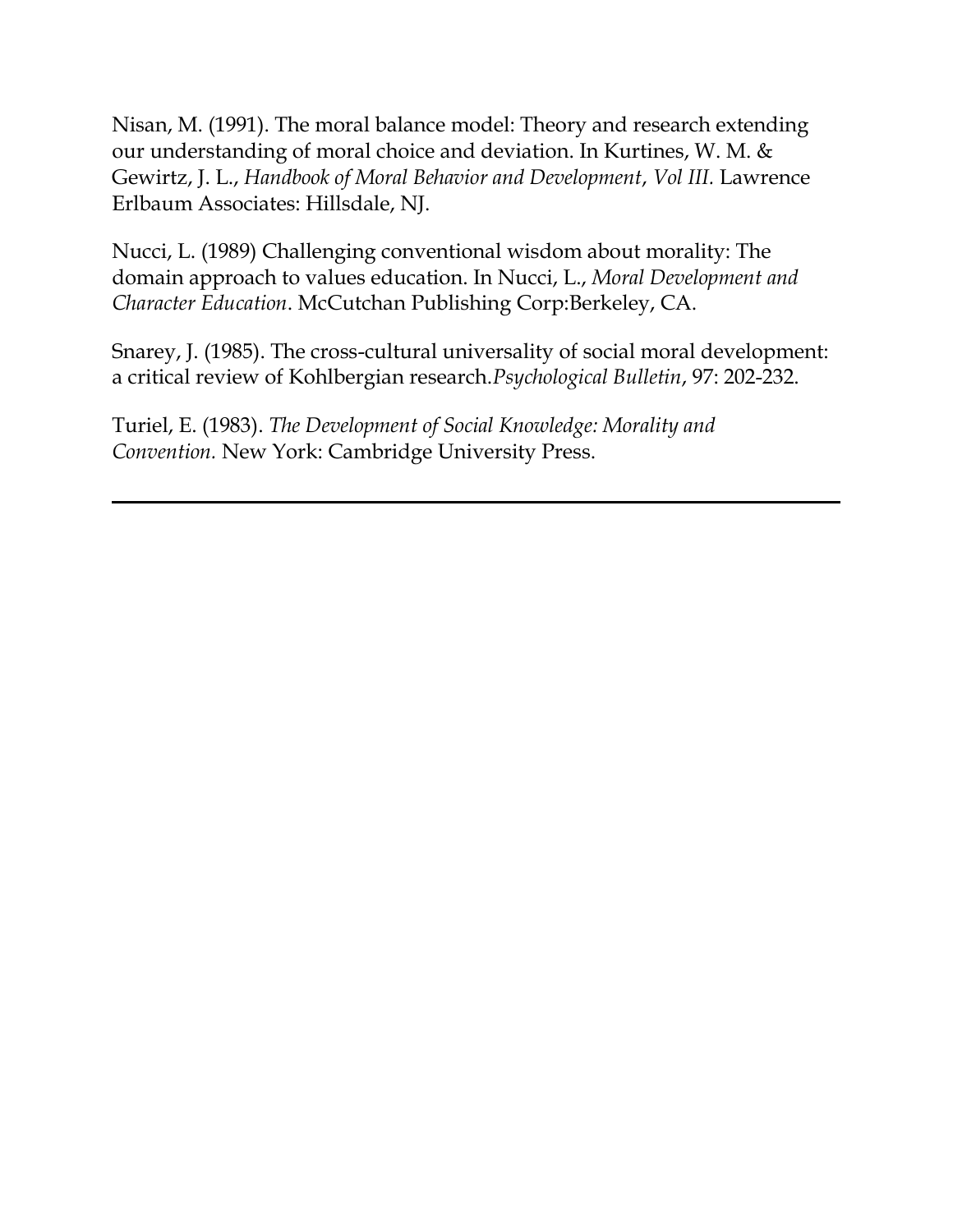Nisan, M. (1991). The moral balance model: Theory and research extending our understanding of moral choice and deviation. In Kurtines, W. M. & Gewirtz, J. L., *Handbook of Moral Behavior and Development*, *Vol III.* Lawrence Erlbaum Associates: Hillsdale, NJ.

Nucci, L. (1989) Challenging conventional wisdom about morality: The domain approach to values education. In Nucci, L., *Moral Development and Character Education*. McCutchan Publishing Corp:Berkeley, CA.

Snarey, J. (1985). The cross-cultural universality of social moral development: a critical review of Kohlbergian research.*Psychological Bulletin*, 97: 202-232.

Turiel, E. (1983). *The Development of Social Knowledge: Morality and Convention.* New York: Cambridge University Press.

---